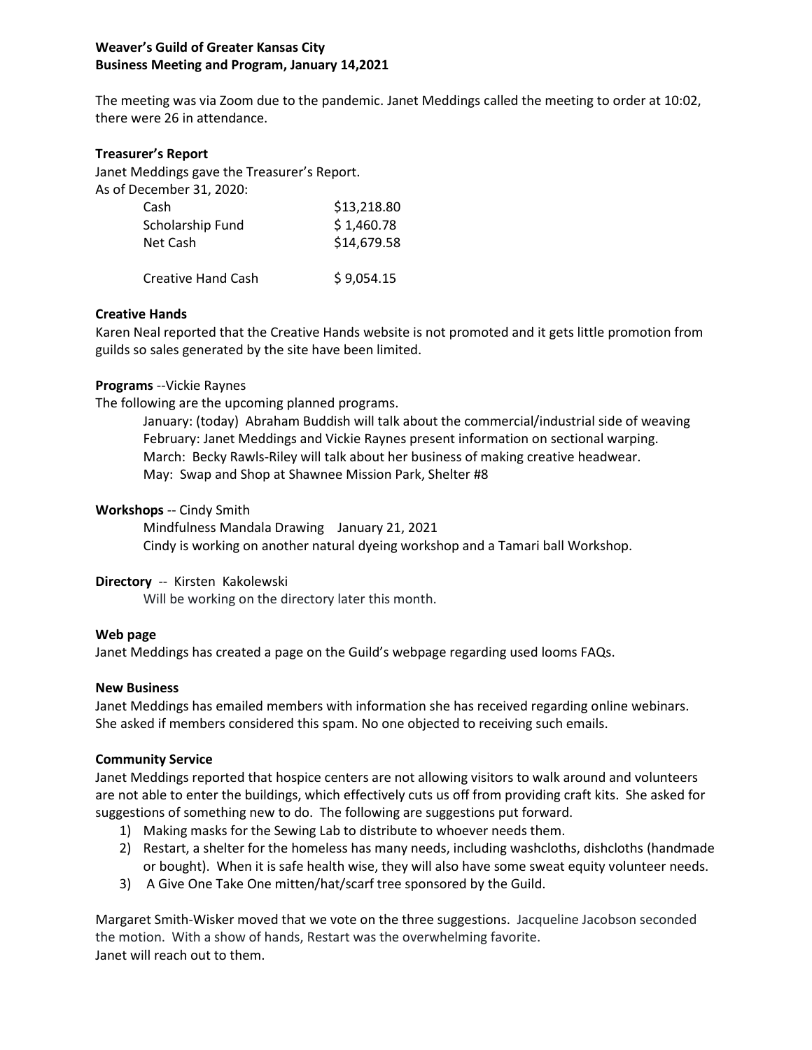**Weaver's Guild of Greater Kansas City**
**Business Meeting and Program, January 14,2021**

The meeting was via Zoom due to the pandemic. Janet Meddings called the meeting to order at 10:02, there were 26 in attendance.

**Treasurer's Report**

Janet Meddings gave the Treasurer's Report.
As of December 31, 2020:

| | |
|---|---|
| Cash | $13,218.80 |
| Scholarship Fund | $ 1,460.78 |
| Net Cash | $14,679.58 |
| | |
| Creative Hand Cash | $ 9,054.15 |

**Creative Hands**

Karen Neal reported that the Creative Hands website is not promoted and it gets little promotion from guilds so sales generated by the site have been limited.

**Programs** --Vickie Raynes

The following are the upcoming planned programs.

January: (today) Abraham Buddish will talk about the commercial/industrial side of weaving
February: Janet Meddings and Vickie Raynes present information on sectional warping.
March: Becky Rawls-Riley will talk about her business of making creative headwear.
May: Swap and Shop at Shawnee Mission Park, Shelter #8

**Workshops** -- Cindy Smith

Mindfulness Mandala Drawing January 21, 2021
Cindy is working on another natural dyeing workshop and a Tamari ball Workshop.

**Directory** -- Kirsten Kakolewski

Will be working on the directory later this month.

**Web page**

Janet Meddings has created a page on the Guild's webpage regarding used looms FAQs.

**New Business**

Janet Meddings has emailed members with information she has received regarding online webinars. She asked if members considered this spam. No one objected to receiving such emails.

**Community Service**

Janet Meddings reported that hospice centers are not allowing visitors to walk around and volunteers are not able to enter the buildings, which effectively cuts us off from providing craft kits. She asked for suggestions of something new to do. The following are suggestions put forward.

1) Making masks for the Sewing Lab to distribute to whoever needs them.
2) Restart, a shelter for the homeless has many needs, including washcloths, dishcloths (handmade or bought). When it is safe health wise, they will also have some sweat equity volunteer needs.
3) A Give One Take One mitten/hat/scarf tree sponsored by the Guild.

Margaret Smith-Wisker moved that we vote on the three suggestions. Jacqueline Jacobson seconded the motion. With a show of hands, Restart was the overwhelming favorite.
Janet will reach out to them.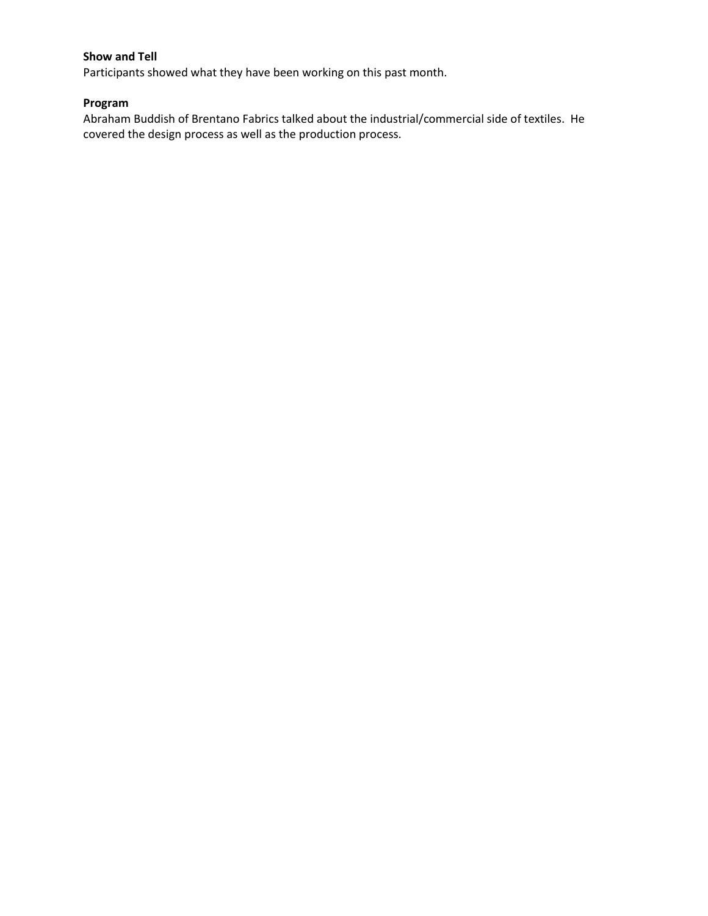**Show and Tell**

Participants showed what they have been working on this past month.

**Program**

Abraham Buddish of Brentano Fabrics talked about the industrial/commercial side of textiles. He covered the design process as well as the production process.